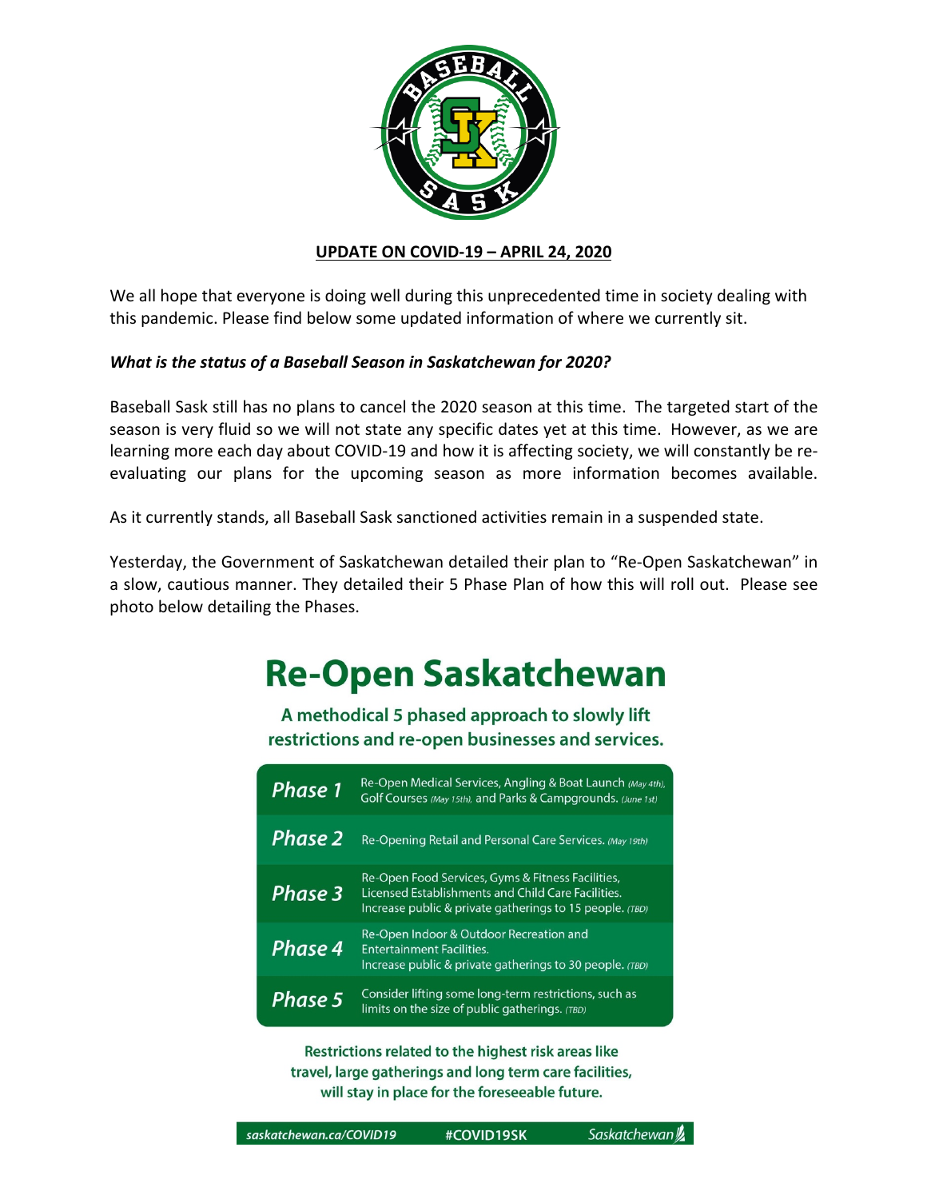## UPDATE ON COVID-19 – APRIL 24, 2020

We all hope that everyone is doing well during this unprecedented time in society dealing with this pandemic. Please find below some updated information of where we currently sit.

***What is the status of a Baseball Season in Saskatchewan for 2020?***

Baseball Sask still has no plans to cancel the 2020 season at this time. The targeted start of the season is very fluid so we will not state any specific dates yet at this time. However, as we are learning more each day about COVID-19 and how it is affecting society, we will constantly be re-evaluating our plans for the upcoming season as more information becomes available.

As it currently stands, all Baseball Sask sanctioned activities remain in a suspended state.

Yesterday, the Government of Saskatchewan detailed their plan to "Re-Open Saskatchewan" in a slow, cautious manner. They detailed their 5 Phase Plan of how this will roll out. Please see photo below detailing the Phases.

# Re-Open Saskatchewan

**A methodical 5 phased approach to slowly lift restrictions and re-open businesses and services.**

| Phase | Details |
| --- | --- |
| *Phase 1* | Re-Open Medical Services, Angling & Boat Launch *(May 4th)*, Golf Courses *(May 15th)*, and Parks & Campgrounds. *(June 1st)* |
| *Phase 2* | Re-Opening Retail and Personal Care Services. *(May 19th)* |
| *Phase 3* | Re-Open Food Services, Gyms & Fitness Facilities, Licensed Establishments and Child Care Facilities. Increase public & private gatherings to 15 people. *(TBD)* |
| *Phase 4* | Re-Open Indoor & Outdoor Recreation and Entertainment Facilities. Increase public & private gatherings to 30 people. *(TBD)* |
| *Phase 5* | Consider lifting some long-term restrictions, such as limits on the size of public gatherings. *(TBD)* |

**Restrictions related to the highest risk areas like travel, large gatherings and long term care facilities, will stay in place for the foreseeable future.**

*saskatchewan.ca/COVID19* #COVID19SK *Saskatchewan*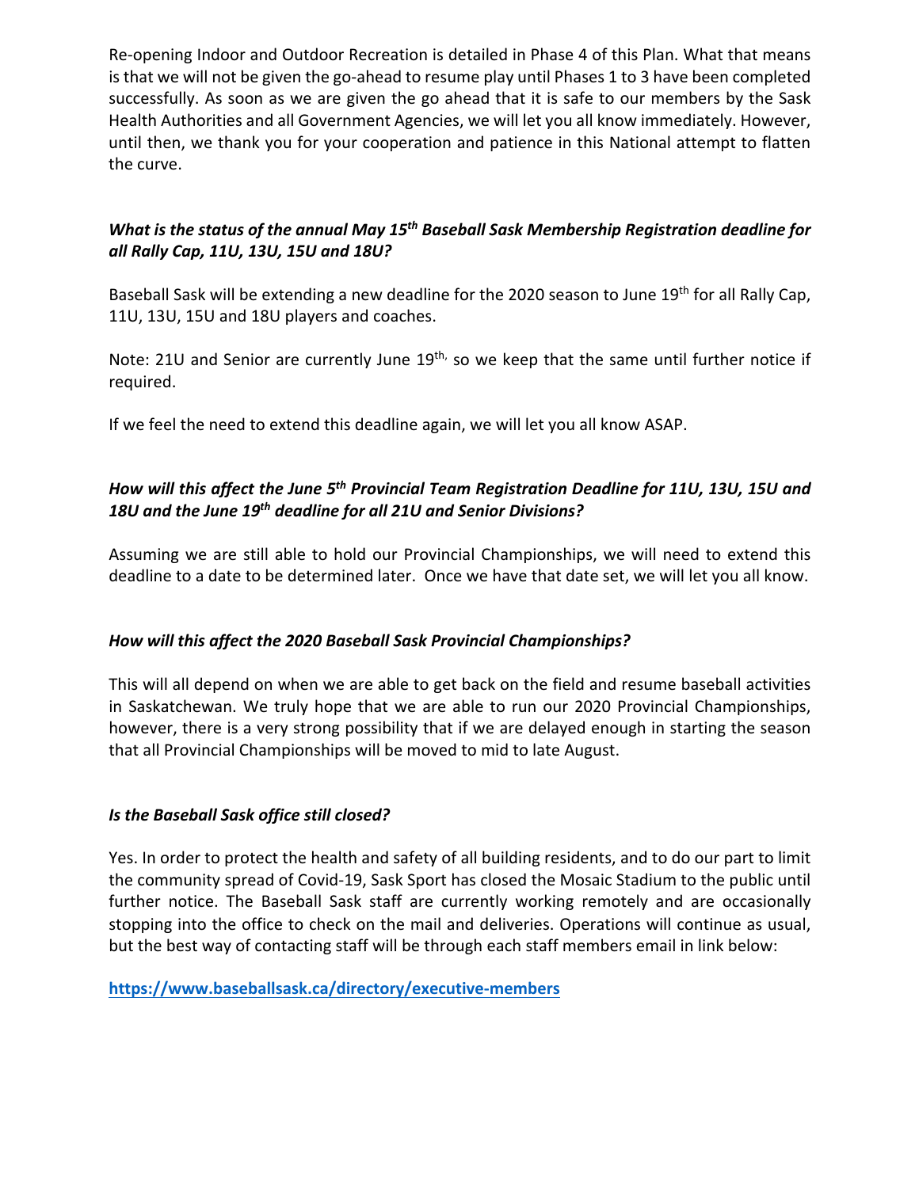Re-opening Indoor and Outdoor Recreation is detailed in Phase 4 of this Plan. What that means is that we will not be given the go-ahead to resume play until Phases 1 to 3 have been completed successfully. As soon as we are given the go ahead that it is safe to our members by the Sask Health Authorities and all Government Agencies, we will let you all know immediately. However, until then, we thank you for your cooperation and patience in this National attempt to flatten the curve.

***What is the status of the annual May 15th Baseball Sask Membership Registration deadline for all Rally Cap, 11U, 13U, 15U and 18U?***

Baseball Sask will be extending a new deadline for the 2020 season to June 19th for all Rally Cap, 11U, 13U, 15U and 18U players and coaches.

Note: 21U and Senior are currently June 19th, so we keep that the same until further notice if required.

If we feel the need to extend this deadline again, we will let you all know ASAP.

***How will this affect the June 5th Provincial Team Registration Deadline for 11U, 13U, 15U and 18U and the June 19th deadline for all 21U and Senior Divisions?***

Assuming we are still able to hold our Provincial Championships, we will need to extend this deadline to a date to be determined later. Once we have that date set, we will let you all know.

***How will this affect the 2020 Baseball Sask Provincial Championships?***

This will all depend on when we are able to get back on the field and resume baseball activities in Saskatchewan. We truly hope that we are able to run our 2020 Provincial Championships, however, there is a very strong possibility that if we are delayed enough in starting the season that all Provincial Championships will be moved to mid to late August.

***Is the Baseball Sask office still closed?***

Yes. In order to protect the health and safety of all building residents, and to do our part to limit the community spread of Covid-19, Sask Sport has closed the Mosaic Stadium to the public until further notice. The Baseball Sask staff are currently working remotely and are occasionally stopping into the office to check on the mail and deliveries. Operations will continue as usual, but the best way of contacting staff will be through each staff members email in link below:

**https://www.baseballsask.ca/directory/executive-members**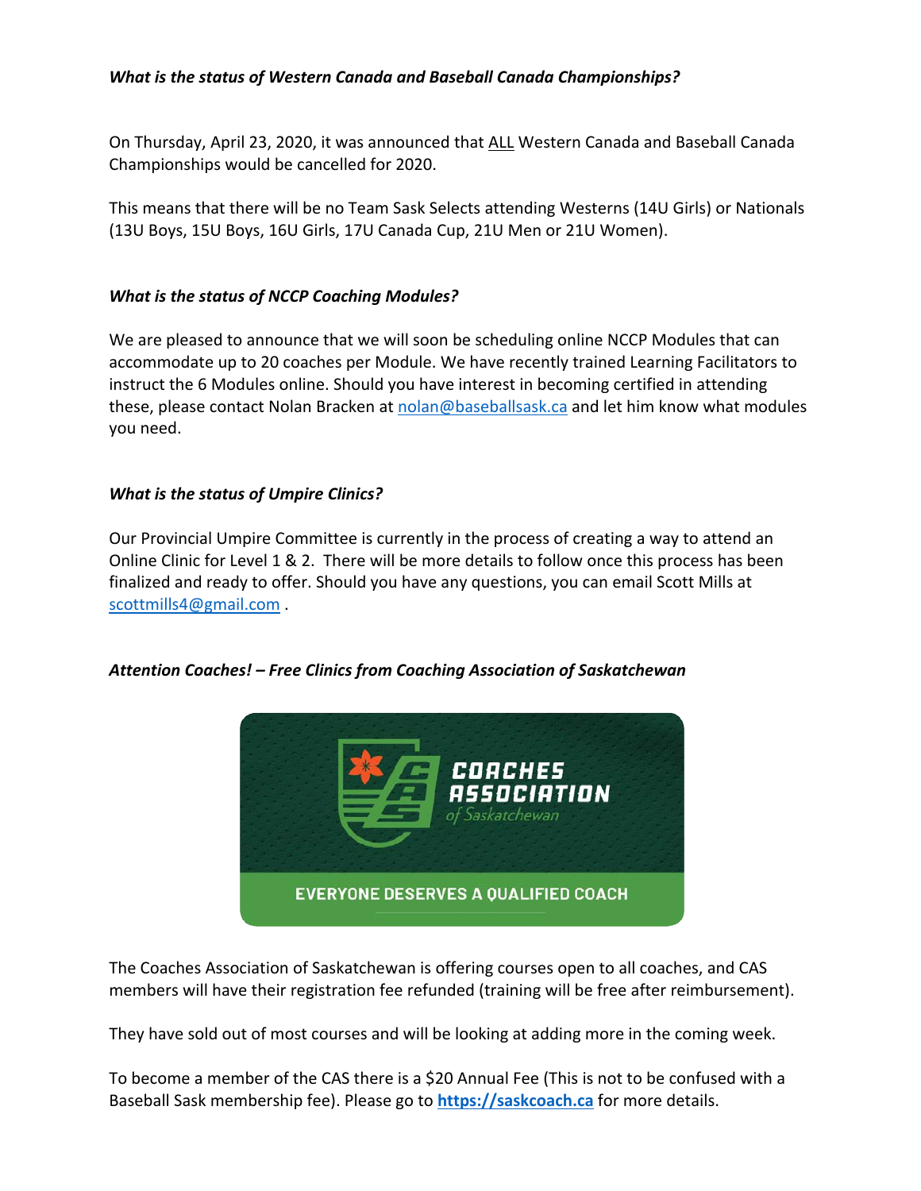***What is the status of Western Canada and Baseball Canada Championships?***

On Thursday, April 23, 2020, it was announced that ALL Western Canada and Baseball Canada Championships would be cancelled for 2020.

This means that there will be no Team Sask Selects attending Westerns (14U Girls) or Nationals (13U Boys, 15U Boys, 16U Girls, 17U Canada Cup, 21U Men or 21U Women).

***What is the status of NCCP Coaching Modules?***

We are pleased to announce that we will soon be scheduling online NCCP Modules that can accommodate up to 20 coaches per Module. We have recently trained Learning Facilitators to instruct the 6 Modules online. Should you have interest in becoming certified in attending these, please contact Nolan Bracken at nolan@baseballsask.ca and let him know what modules you need.

***What is the status of Umpire Clinics?***

Our Provincial Umpire Committee is currently in the process of creating a way to attend an Online Clinic for Level 1 & 2. There will be more details to follow once this process has been finalized and ready to offer. Should you have any questions, you can email Scott Mills at scottmills4@gmail.com .

***Attention Coaches! – Free Clinics from Coaching Association of Saskatchewan***

COACHES ASSOCIATION of Saskatchewan

EVERYONE DESERVES A QUALIFIED COACH

The Coaches Association of Saskatchewan is offering courses open to all coaches, and CAS members will have their registration fee refunded (training will be free after reimbursement).

They have sold out of most courses and will be looking at adding more in the coming week.

To become a member of the CAS there is a $20 Annual Fee (This is not to be confused with a Baseball Sask membership fee). Please go to **https://saskcoach.ca** for more details.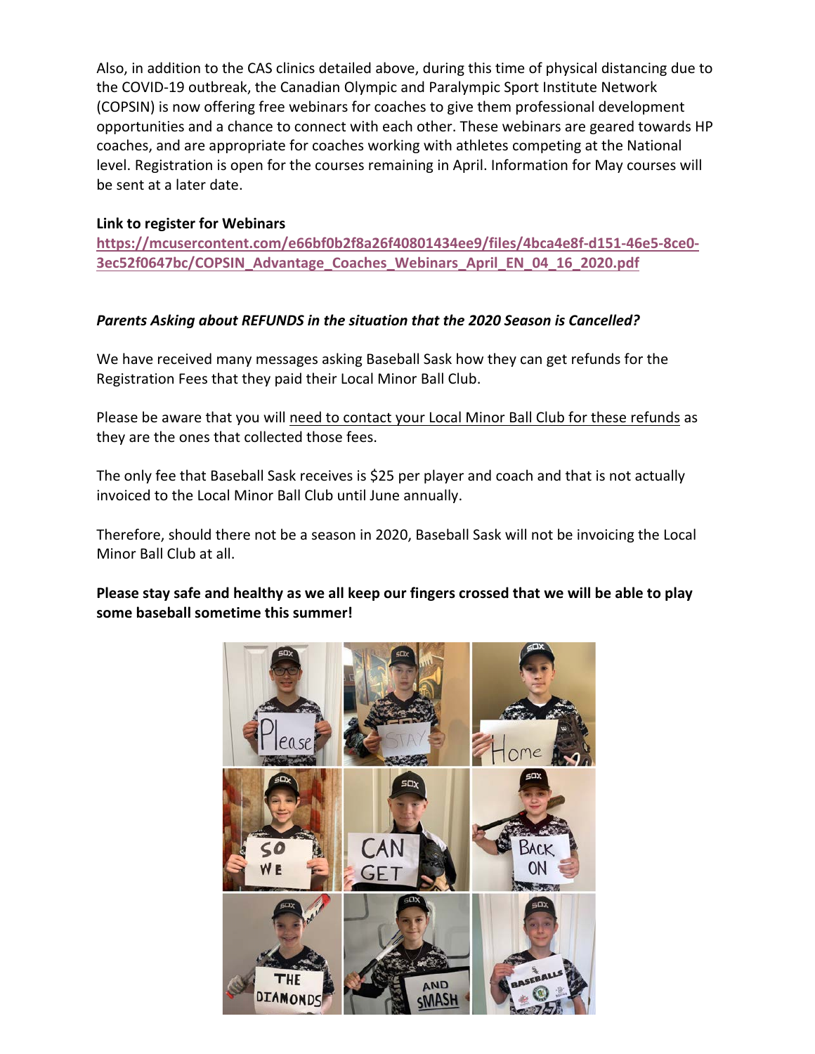Also, in addition to the CAS clinics detailed above, during this time of physical distancing due to the COVID-19 outbreak, the Canadian Olympic and Paralympic Sport Institute Network (COPSIN) is now offering free webinars for coaches to give them professional development opportunities and a chance to connect with each other. These webinars are geared towards HP coaches, and are appropriate for coaches working with athletes competing at the National level. Registration is open for the courses remaining in April. Information for May courses will be sent at a later date.

**Link to register for Webinars**
**https://mcusercontent.com/e66bf0b2f8a26f40801434ee9/files/4bca4e8f-d151-46e5-8ce0-3ec52f0647bc/COPSIN_Advantage_Coaches_Webinars_April_EN_04_16_2020.pdf**

***Parents Asking about REFUNDS in the situation that the 2020 Season is Cancelled?***

We have received many messages asking Baseball Sask how they can get refunds for the Registration Fees that they paid their Local Minor Ball Club.

Please be aware that you will need to contact your Local Minor Ball Club for these refunds as they are the ones that collected those fees.

The only fee that Baseball Sask receives is $25 per player and coach and that is not actually invoiced to the Local Minor Ball Club until June annually.

Therefore, should there not be a season in 2020, Baseball Sask will not be invoicing the Local Minor Ball Club at all.

**Please stay safe and healthy as we all keep our fingers crossed that we will be able to play some baseball sometime this summer!**